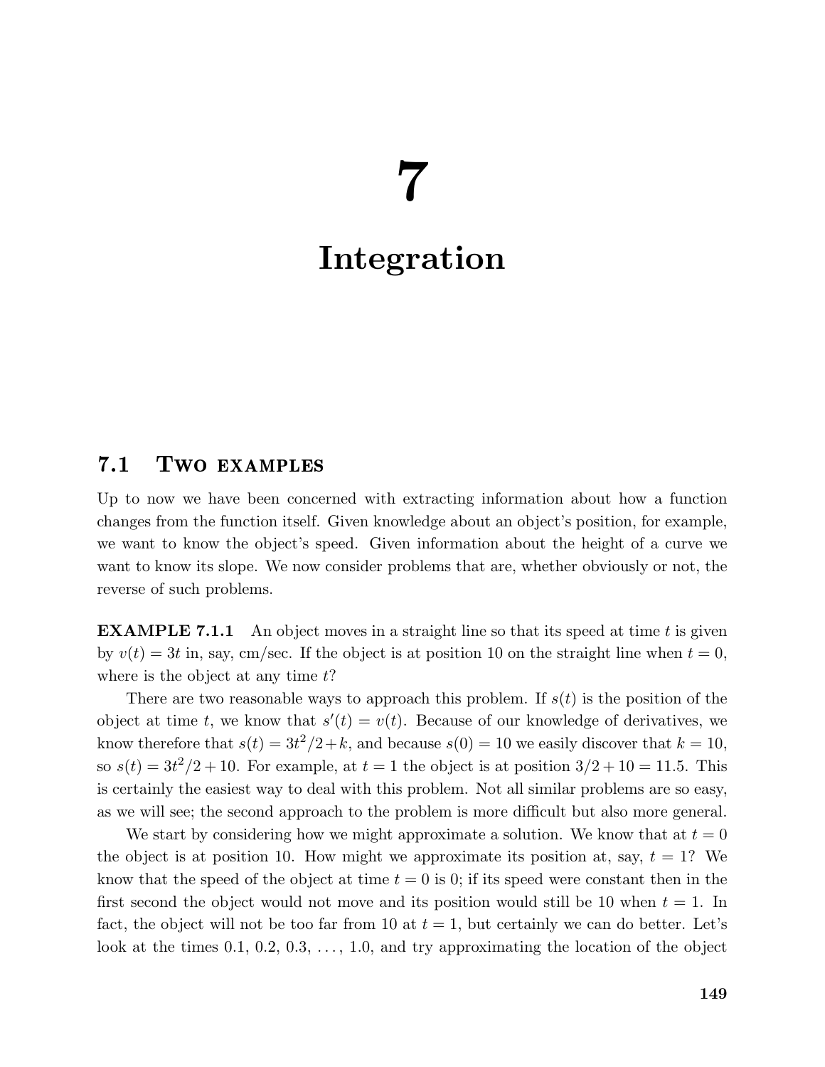# 7

# Integration

## 7.1 Two examples

Up to now we have been concerned with extracting information about how a function changes from the function itself. Given knowledge about an object's position, for example, we want to know the object's speed. Given information about the height of a curve we want to know its slope. We now consider problems that are, whether obviously or not, the reverse of such problems.

**EXAMPLE 7.1.1** An object moves in a straight line so that its speed at time $t$ is given by $v(t) = 3t$ in, say, cm/sec. If the object is at position 10 on the straight line when $t = 0$, where is the object at any time $t$?

There are two reasonable ways to approach this problem. If $s(t)$ is the position of the object at time $t$, we know that $s'(t) = v(t)$. Because of our knowledge of derivatives, we know therefore that $s(t) = 3t^2/2 + k$, and because $s(0) = 10$ we easily discover that $k = 10$, so $s(t) = 3t^2/2 + 10$. For example, at $t = 1$ the object is at position $3/2 + 10 = 11.5$. This is certainly the easiest way to deal with this problem. Not all similar problems are so easy, as we will see; the second approach to the problem is more difficult but also more general.

We start by considering how we might approximate a solution. We know that at $t = 0$ the object is at position 10. How might we approximate its position at, say, $t = 1$? We know that the speed of the object at time $t = 0$ is 0; if its speed were constant then in the first second the object would not move and its position would still be 10 when $t = 1$. In fact, the object will not be too far from 10 at $t = 1$, but certainly we can do better. Let's look at the times 0.1, 0.2, 0.3, $\ldots$, 1.0, and try approximating the location of the object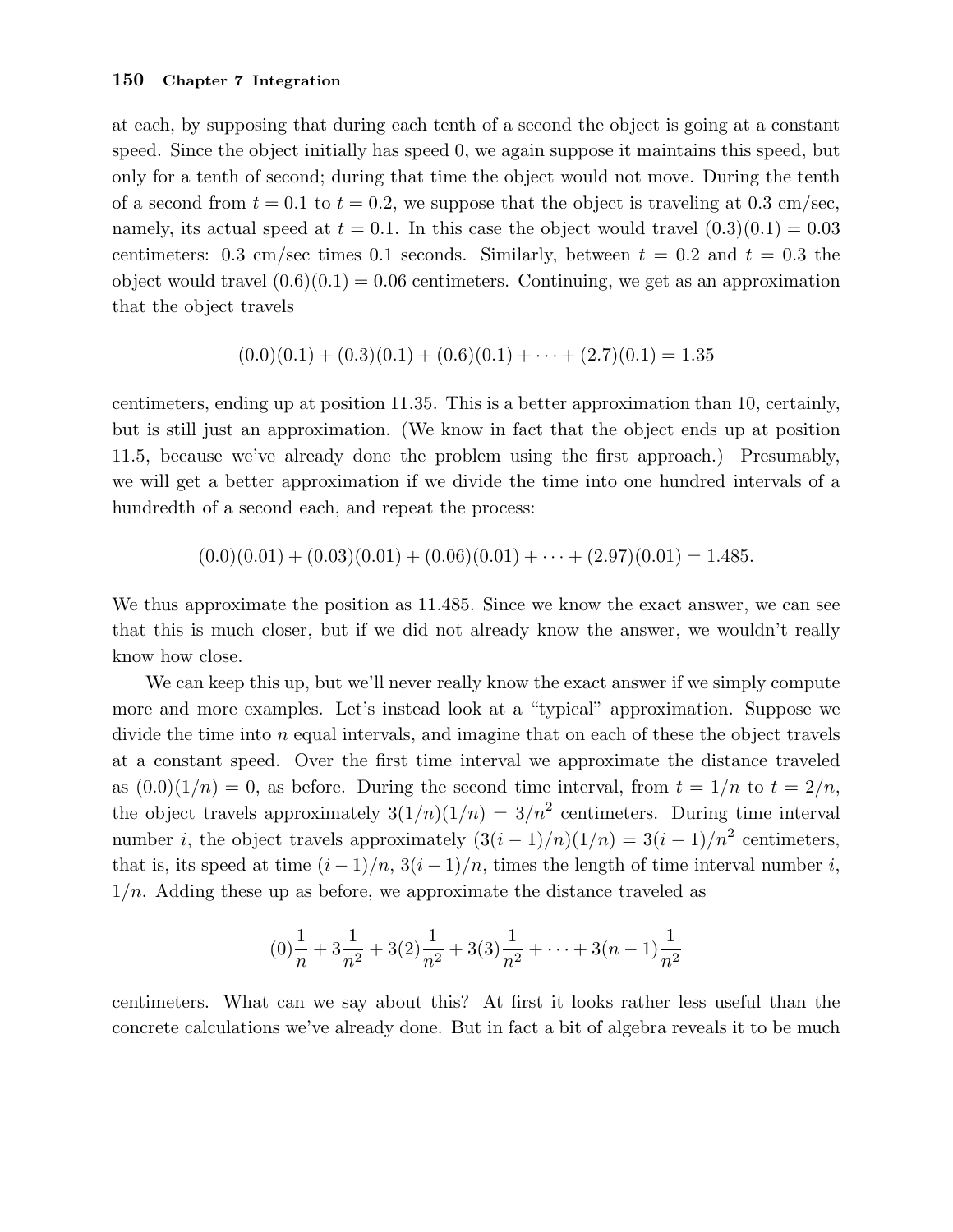at each, by supposing that during each tenth of a second the object is going at a constant speed. Since the object initially has speed 0, we again suppose it maintains this speed, but only for a tenth of second; during that time the object would not move. During the tenth of a second from $t = 0.1$ to $t = 0.2$, we suppose that the object is traveling at 0.3 cm/sec, namely, its actual speed at $t = 0.1$. In this case the object would travel $(0.3)(0.1) = 0.03$ centimeters: 0.3 cm/sec times 0.1 seconds. Similarly, between $t = 0.2$ and $t = 0.3$ the object would travel $(0.6)(0.1) = 0.06$ centimeters. Continuing, we get as an approximation that the object travels

$$(0.0)(0.1) + (0.3)(0.1) + (0.6)(0.1) + \cdots + (2.7)(0.1) = 1.35$$

centimeters, ending up at position 11.35. This is a better approximation than 10, certainly, but is still just an approximation. (We know in fact that the object ends up at position 11.5, because we've already done the problem using the first approach.) Presumably, we will get a better approximation if we divide the time into one hundred intervals of a hundredth of a second each, and repeat the process:

$$(0.0)(0.01) + (0.03)(0.01) + (0.06)(0.01) + \cdots + (2.97)(0.01) = 1.485.$$

We thus approximate the position as 11.485. Since we know the exact answer, we can see that this is much closer, but if we did not already know the answer, we wouldn't really know how close.

We can keep this up, but we'll never really know the exact answer if we simply compute more and more examples. Let's instead look at a "typical" approximation. Suppose we divide the time into $n$ equal intervals, and imagine that on each of these the object travels at a constant speed. Over the first time interval we approximate the distance traveled as $(0.0)(1/n) = 0$, as before. During the second time interval, from $t = 1/n$ to $t = 2/n$, the object travels approximately $3(1/n)(1/n) = 3/n^2$ centimeters. During time interval number $i$, the object travels approximately $(3(i-1)/n)(1/n) = 3(i-1)/n^2$ centimeters, that is, its speed at time $(i-1)/n$, $3(i-1)/n$, times the length of time interval number $i$, $1/n$. Adding these up as before, we approximate the distance traveled as

$$(0)\frac{1}{n} + 3\frac{1}{n^2} + 3(2)\frac{1}{n^2} + 3(3)\frac{1}{n^2} + \cdots + 3(n-1)\frac{1}{n^2}$$

centimeters. What can we say about this? At first it looks rather less useful than the concrete calculations we've already done. But in fact a bit of algebra reveals it to be much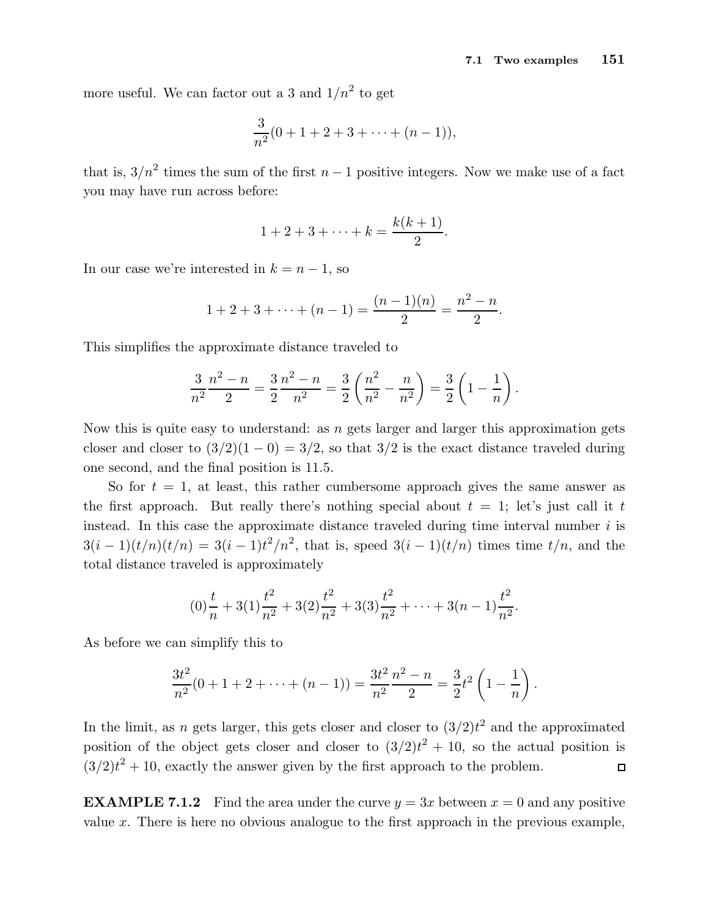more useful. We can factor out a 3 and $1/n^2$ to get

$$\frac{3}{n^2}(0+1+2+3+\cdots+(n-1)),$$

that is, $3/n^2$ times the sum of the first $n-1$ positive integers. Now we make use of a fact you may have run across before:

$$1+2+3+\cdots+k = \frac{k(k+1)}{2}.$$

In our case we're interested in $k = n-1$, so

$$1+2+3+\cdots+(n-1) = \frac{(n-1)(n)}{2} = \frac{n^2-n}{2}.$$

This simplifies the approximate distance traveled to

$$\frac{3}{n^2}\frac{n^2-n}{2} = \frac{3}{2}\frac{n^2-n}{n^2} = \frac{3}{2}\left(\frac{n^2}{n^2}-\frac{n}{n^2}\right) = \frac{3}{2}\left(1-\frac{1}{n}\right).$$

Now this is quite easy to understand: as $n$ gets larger and larger this approximation gets closer and closer to $(3/2)(1-0) = 3/2$, so that $3/2$ is the exact distance traveled during one second, and the final position is 11.5.

So for $t = 1$, at least, this rather cumbersome approach gives the same answer as the first approach. But really there's nothing special about $t = 1$; let's just call it $t$ instead. In this case the approximate distance traveled during time interval number $i$ is $3(i-1)(t/n)(t/n) = 3(i-1)t^2/n^2$, that is, speed $3(i-1)(t/n)$ times time $t/n$, and the total distance traveled is approximately

$$(0)\frac{t}{n} + 3(1)\frac{t^2}{n^2} + 3(2)\frac{t^2}{n^2} + 3(3)\frac{t^2}{n^2} + \cdots + 3(n-1)\frac{t^2}{n^2}.$$

As before we can simplify this to

$$\frac{3t^2}{n^2}(0+1+2+\cdots+(n-1)) = \frac{3t^2}{n^2}\frac{n^2-n}{2} = \frac{3}{2}t^2\left(1-\frac{1}{n}\right).$$

In the limit, as $n$ gets larger, this gets closer and closer to $(3/2)t^2$ and the approximated position of the object gets closer and closer to $(3/2)t^2 + 10$, so the actual position is $(3/2)t^2 + 10$, exactly the answer given by the first approach to the problem. □

**EXAMPLE 7.1.2** Find the area under the curve $y = 3x$ between $x = 0$ and any positive value $x$. There is here no obvious analogue to the first approach in the previous example,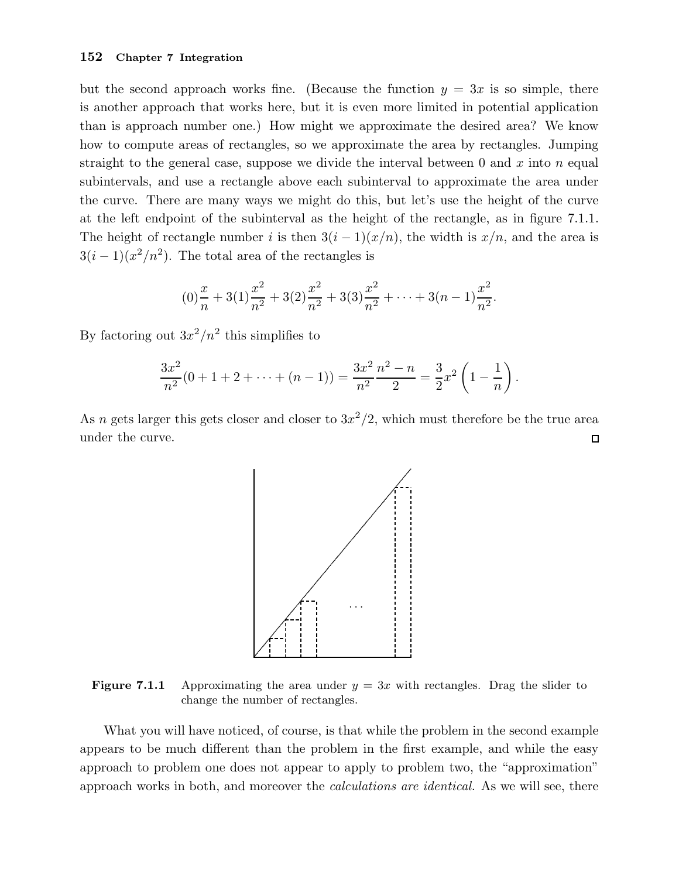but the second approach works fine. (Because the function $y = 3x$ is so simple, there is another approach that works here, but it is even more limited in potential application than is approach number one.) How might we approximate the desired area? We know how to compute areas of rectangles, so we approximate the area by rectangles. Jumping straight to the general case, suppose we divide the interval between 0 and $x$ into $n$ equal subintervals, and use a rectangle above each subinterval to approximate the area under the curve. There are many ways we might do this, but let's use the height of the curve at the left endpoint of the subinterval as the height of the rectangle, as in figure 7.1.1. The height of rectangle number $i$ is then $3(i-1)(x/n)$, the width is $x/n$, and the area is $3(i-1)(x^2/n^2)$. The total area of the rectangles is

$$(0)\frac{x}{n} + 3(1)\frac{x^2}{n^2} + 3(2)\frac{x^2}{n^2} + 3(3)\frac{x^2}{n^2} + \cdots + 3(n-1)\frac{x^2}{n^2}.$$

By factoring out $3x^2/n^2$ this simplifies to

$$\frac{3x^2}{n^2}(0 + 1 + 2 + \cdots + (n-1)) = \frac{3x^2}{n^2}\frac{n^2 - n}{2} = \frac{3}{2}x^2\left(1 - \frac{1}{n}\right).$$

As $n$ gets larger this gets closer and closer to $3x^2/2$, which must therefore be the true area under the curve. □

**Figure 7.1.1** Approximating the area under $y = 3x$ with rectangles. Drag the slider to change the number of rectangles.

What you will have noticed, of course, is that while the problem in the second example appears to be much different than the problem in the first example, and while the easy approach to problem one does not appear to apply to problem two, the "approximation" approach works in both, and moreover the *calculations are identical.* As we will see, there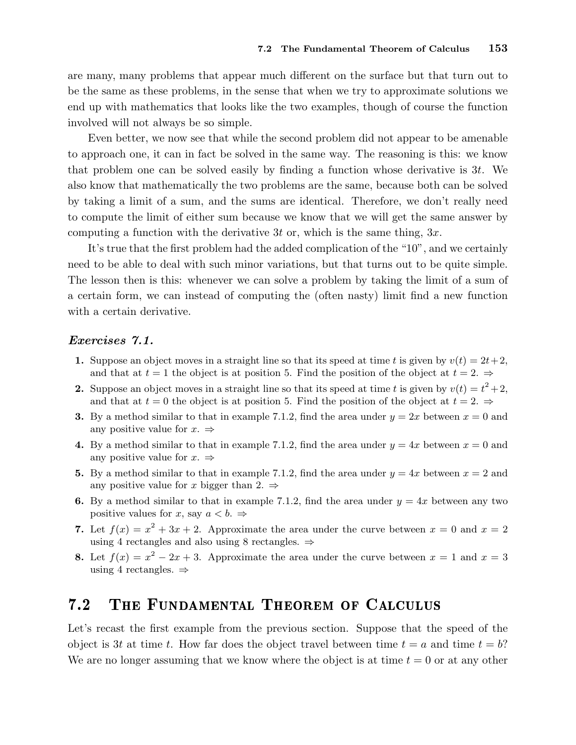are many, many problems that appear much different on the surface but that turn out to be the same as these problems, in the sense that when we try to approximate solutions we end up with mathematics that looks like the two examples, though of course the function involved will not always be so simple.

Even better, we now see that while the second problem did not appear to be amenable to approach one, it can in fact be solved in the same way. The reasoning is this: we know that problem one can be solved easily by finding a function whose derivative is $3t$. We also know that mathematically the two problems are the same, because both can be solved by taking a limit of a sum, and the sums are identical. Therefore, we don't really need to compute the limit of either sum because we know that we will get the same answer by computing a function with the derivative $3t$ or, which is the same thing, $3x$.

It's true that the first problem had the added complication of the "10", and we certainly need to be able to deal with such minor variations, but that turns out to be quite simple. The lesson then is this: whenever we can solve a problem by taking the limit of a sum of a certain form, we can instead of computing the (often nasty) limit find a new function with a certain derivative.

***Exercises 7.1.***

1. Suppose an object moves in a straight line so that its speed at time $t$ is given by $v(t) = 2t+2$, and that at $t = 1$ the object is at position 5. Find the position of the object at $t = 2$. ⇒
2. Suppose an object moves in a straight line so that its speed at time $t$ is given by $v(t) = t^2+2$, and that at $t = 0$ the object is at position 5. Find the position of the object at $t = 2$. ⇒
3. By a method similar to that in example 7.1.2, find the area under $y = 2x$ between $x = 0$ and any positive value for $x$. ⇒
4. By a method similar to that in example 7.1.2, find the area under $y = 4x$ between $x = 0$ and any positive value for $x$. ⇒
5. By a method similar to that in example 7.1.2, find the area under $y = 4x$ between $x = 2$ and any positive value for $x$ bigger than 2. ⇒
6. By a method similar to that in example 7.1.2, find the area under $y = 4x$ between any two positive values for $x$, say $a < b$. ⇒
7. Let $f(x) = x^2 + 3x + 2$. Approximate the area under the curve between $x = 0$ and $x = 2$ using 4 rectangles and also using 8 rectangles. ⇒
8. Let $f(x) = x^2 - 2x + 3$. Approximate the area under the curve between $x = 1$ and $x = 3$ using 4 rectangles. ⇒

## 7.2 The Fundamental Theorem of Calculus

Let's recast the first example from the previous section. Suppose that the speed of the object is $3t$ at time $t$. How far does the object travel between time $t = a$ and time $t = b$? We are no longer assuming that we know where the object is at time $t = 0$ or at any other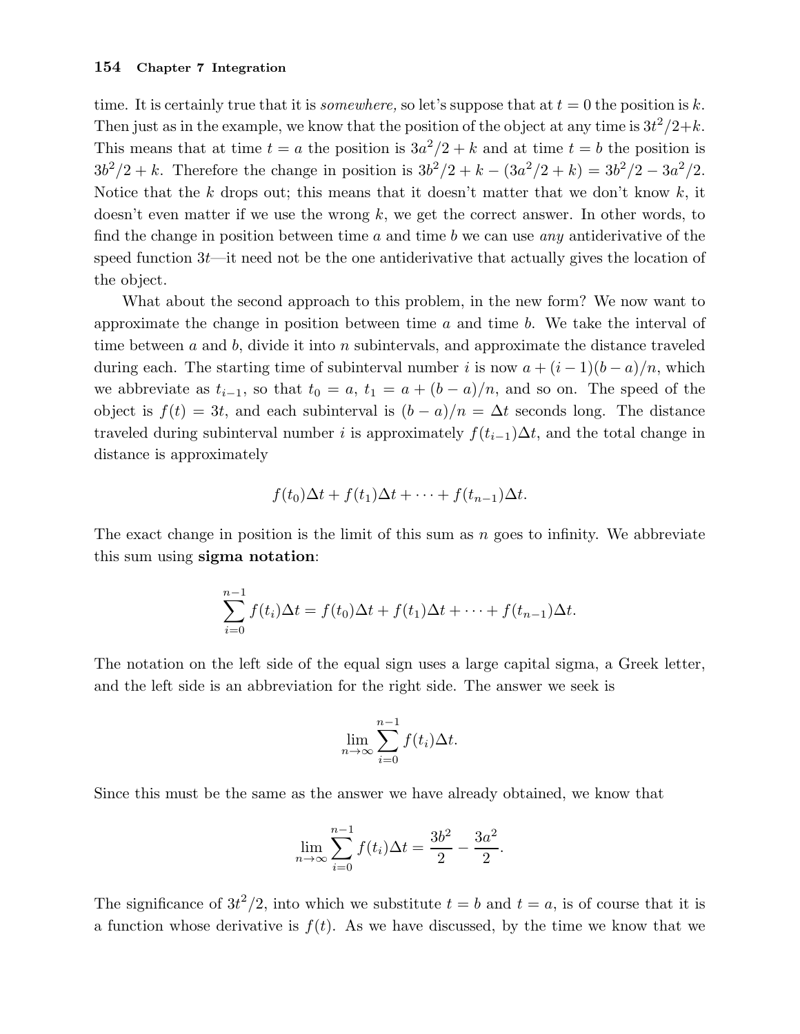time. It is certainly true that it is *somewhere,* so let's suppose that at $t = 0$ the position is $k$. Then just as in the example, we know that the position of the object at any time is $3t^2/2+k$. This means that at time $t = a$ the position is $3a^2/2 + k$ and at time $t = b$ the position is $3b^2/2 + k$. Therefore the change in position is $3b^2/2 + k - (3a^2/2 + k) = 3b^2/2 - 3a^2/2$. Notice that the $k$ drops out; this means that it doesn't matter that we don't know $k$, it doesn't even matter if we use the wrong $k$, we get the correct answer. In other words, to find the change in position between time $a$ and time $b$ we can use *any* antiderivative of the speed function $3t$—it need not be the one antiderivative that actually gives the location of the object.

What about the second approach to this problem, in the new form? We now want to approximate the change in position between time $a$ and time $b$. We take the interval of time between $a$ and $b$, divide it into $n$ subintervals, and approximate the distance traveled during each. The starting time of subinterval number $i$ is now $a + (i - 1)(b - a)/n$, which we abbreviate as $t_{i-1}$, so that $t_0 = a$, $t_1 = a + (b - a)/n$, and so on. The speed of the object is $f(t) = 3t$, and each subinterval is $(b - a)/n = \Delta t$ seconds long. The distance traveled during subinterval number $i$ is approximately $f(t_{i-1})\Delta t$, and the total change in distance is approximately

$$f(t_0)\Delta t + f(t_1)\Delta t + \cdots + f(t_{n-1})\Delta t.$$

The exact change in position is the limit of this sum as $n$ goes to infinity. We abbreviate this sum using **sigma notation**:

$$\sum_{i=0}^{n-1} f(t_i)\Delta t = f(t_0)\Delta t + f(t_1)\Delta t + \cdots + f(t_{n-1})\Delta t.$$

The notation on the left side of the equal sign uses a large capital sigma, a Greek letter, and the left side is an abbreviation for the right side. The answer we seek is

$$\lim_{n\to\infty} \sum_{i=0}^{n-1} f(t_i)\Delta t.$$

Since this must be the same as the answer we have already obtained, we know that

$$\lim_{n\to\infty} \sum_{i=0}^{n-1} f(t_i)\Delta t = \frac{3b^2}{2} - \frac{3a^2}{2}.$$

The significance of $3t^2/2$, into which we substitute $t = b$ and $t = a$, is of course that it is a function whose derivative is $f(t)$. As we have discussed, by the time we know that we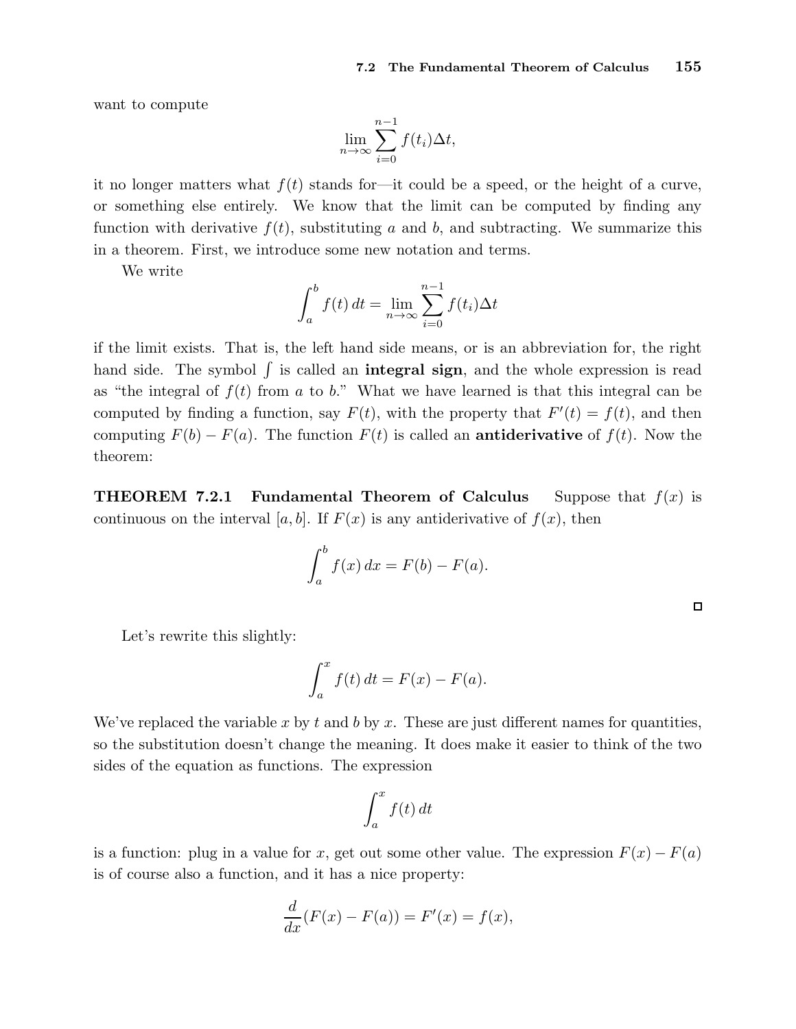want to compute

$$\lim_{n\to\infty} \sum_{i=0}^{n-1} f(t_i)\Delta t,$$

it no longer matters what $f(t)$ stands for—it could be a speed, or the height of a curve, or something else entirely. We know that the limit can be computed by finding any function with derivative $f(t)$, substituting $a$ and $b$, and subtracting. We summarize this in a theorem. First, we introduce some new notation and terms.

We write

$$\int_a^b f(t)\,dt = \lim_{n\to\infty} \sum_{i=0}^{n-1} f(t_i)\Delta t$$

if the limit exists. That is, the left hand side means, or is an abbreviation for, the right hand side. The symbol $\int$ is called an **integral sign**, and the whole expression is read as "the integral of $f(t)$ from $a$ to $b$." What we have learned is that this integral can be computed by finding a function, say $F(t)$, with the property that $F'(t) = f(t)$, and then computing $F(b) - F(a)$. The function $F(t)$ is called an **antiderivative** of $f(t)$. Now the theorem:

**THEOREM 7.2.1 Fundamental Theorem of Calculus** Suppose that $f(x)$ is continuous on the interval $[a, b]$. If $F(x)$ is any antiderivative of $f(x)$, then

$$\int_a^b f(x)\,dx = F(b) - F(a).$$

□

Let's rewrite this slightly:

$$\int_a^x f(t)\,dt = F(x) - F(a).$$

We've replaced the variable $x$ by $t$ and $b$ by $x$. These are just different names for quantities, so the substitution doesn't change the meaning. It does make it easier to think of the two sides of the equation as functions. The expression

$$\int_a^x f(t)\,dt$$

is a function: plug in a value for $x$, get out some other value. The expression $F(x) - F(a)$ is of course also a function, and it has a nice property:

$$\frac{d}{dx}(F(x) - F(a)) = F'(x) = f(x),$$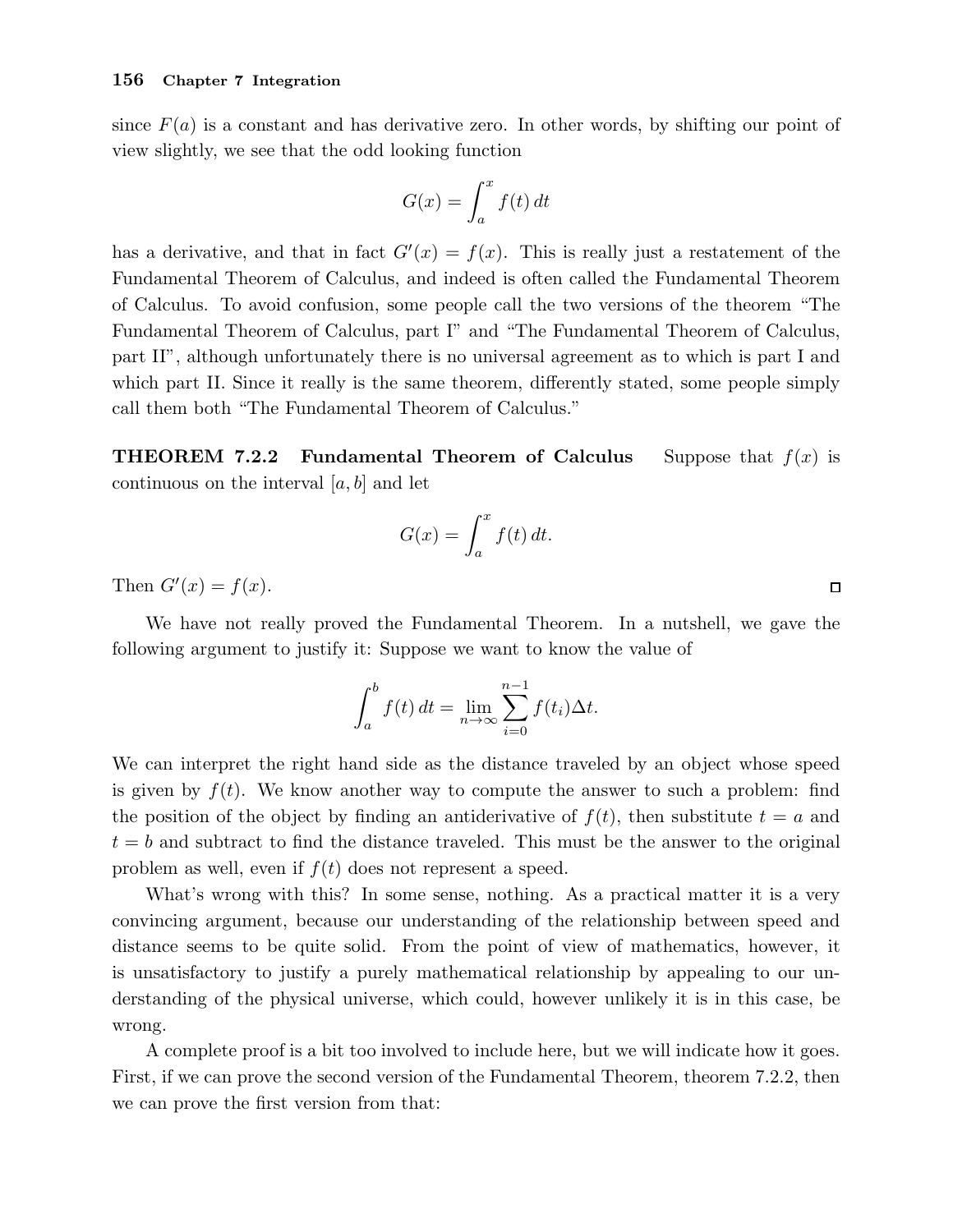since $F(a)$ is a constant and has derivative zero. In other words, by shifting our point of view slightly, we see that the odd looking function

$$G(x) = \int_a^x f(t)\,dt$$

has a derivative, and that in fact $G'(x) = f(x)$. This is really just a restatement of the Fundamental Theorem of Calculus, and indeed is often called the Fundamental Theorem of Calculus. To avoid confusion, some people call the two versions of the theorem "The Fundamental Theorem of Calculus, part I" and "The Fundamental Theorem of Calculus, part II", although unfortunately there is no universal agreement as to which is part I and which part II. Since it really is the same theorem, differently stated, some people simply call them both "The Fundamental Theorem of Calculus."

**THEOREM 7.2.2 Fundamental Theorem of Calculus** Suppose that $f(x)$ is continuous on the interval $[a,b]$ and let

$$G(x) = \int_a^x f(t)\,dt.$$

Then $G'(x) = f(x)$. □

We have not really proved the Fundamental Theorem. In a nutshell, we gave the following argument to justify it: Suppose we want to know the value of

$$\int_a^b f(t)\,dt = \lim_{n\to\infty} \sum_{i=0}^{n-1} f(t_i)\Delta t.$$

We can interpret the right hand side as the distance traveled by an object whose speed is given by $f(t)$. We know another way to compute the answer to such a problem: find the position of the object by finding an antiderivative of $f(t)$, then substitute $t = a$ and $t = b$ and subtract to find the distance traveled. This must be the answer to the original problem as well, even if $f(t)$ does not represent a speed.

What's wrong with this? In some sense, nothing. As a practical matter it is a very convincing argument, because our understanding of the relationship between speed and distance seems to be quite solid. From the point of view of mathematics, however, it is unsatisfactory to justify a purely mathematical relationship by appealing to our understanding of the physical universe, which could, however unlikely it is in this case, be wrong.

A complete proof is a bit too involved to include here, but we will indicate how it goes. First, if we can prove the second version of the Fundamental Theorem, theorem 7.2.2, then we can prove the first version from that: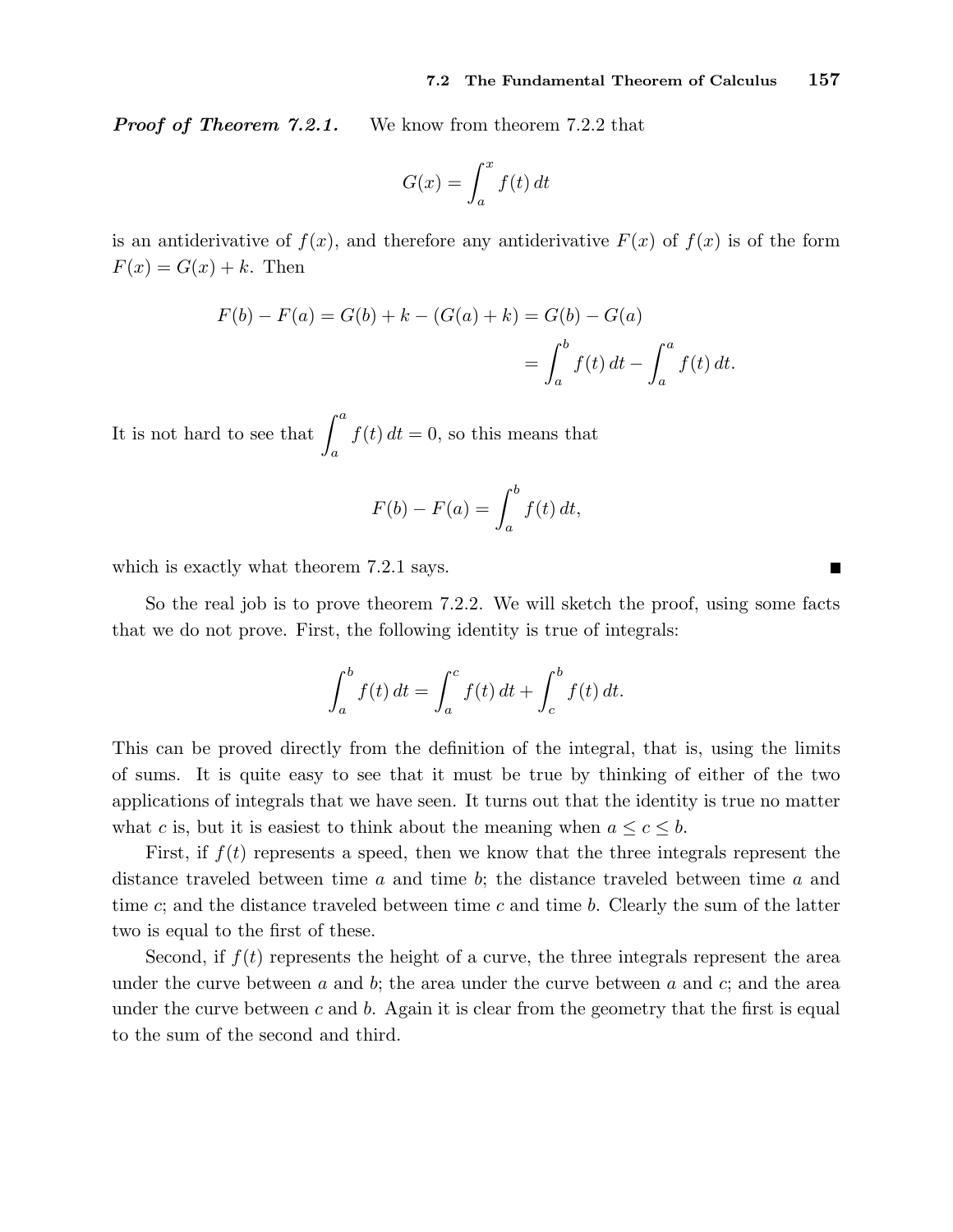***Proof of Theorem 7.2.1.*** We know from theorem 7.2.2 that

$$G(x) = \int_a^x f(t)\,dt$$

is an antiderivative of $f(x)$, and therefore any antiderivative $F(x)$ of $f(x)$ is of the form $F(x) = G(x) + k$. Then

$$\begin{aligned} F(b) - F(a) = G(b) + k - (G(a) + k) &= G(b) - G(a) \\ &= \int_a^b f(t)\,dt - \int_a^a f(t)\,dt. \end{aligned}$$

It is not hard to see that $\displaystyle\int_a^a f(t)\,dt = 0$, so this means that

$$F(b) - F(a) = \int_a^b f(t)\,dt,$$

which is exactly what theorem 7.2.1 says. ∎

So the real job is to prove theorem 7.2.2. We will sketch the proof, using some facts that we do not prove. First, the following identity is true of integrals:

$$\int_a^b f(t)\,dt = \int_a^c f(t)\,dt + \int_c^b f(t)\,dt.$$

This can be proved directly from the definition of the integral, that is, using the limits of sums. It is quite easy to see that it must be true by thinking of either of the two applications of integrals that we have seen. It turns out that the identity is true no matter what $c$ is, but it is easiest to think about the meaning when $a \le c \le b$.

First, if $f(t)$ represents a speed, then we know that the three integrals represent the distance traveled between time $a$ and time $b$; the distance traveled between time $a$ and time $c$; and the distance traveled between time $c$ and time $b$. Clearly the sum of the latter two is equal to the first of these.

Second, if $f(t)$ represents the height of a curve, the three integrals represent the area under the curve between $a$ and $b$; the area under the curve between $a$ and $c$; and the area under the curve between $c$ and $b$. Again it is clear from the geometry that the first is equal to the sum of the second and third.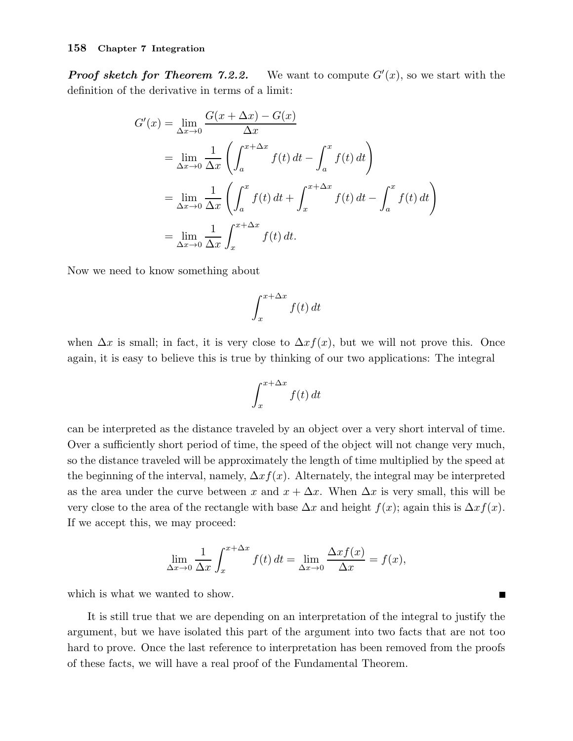***Proof sketch for Theorem 7.2.2.*** We want to compute $G'(x)$, so we start with the definition of the derivative in terms of a limit:

$$
\begin{aligned}
G'(x) &= \lim_{\Delta x \to 0} \frac{G(x + \Delta x) - G(x)}{\Delta x} \\
&= \lim_{\Delta x \to 0} \frac{1}{\Delta x} \left( \int_a^{x+\Delta x} f(t)\,dt - \int_a^x f(t)\,dt \right) \\
&= \lim_{\Delta x \to 0} \frac{1}{\Delta x} \left( \int_a^x f(t)\,dt + \int_x^{x+\Delta x} f(t)\,dt - \int_a^x f(t)\,dt \right) \\
&= \lim_{\Delta x \to 0} \frac{1}{\Delta x} \int_x^{x+\Delta x} f(t)\,dt.
\end{aligned}
$$

Now we need to know something about

$$
\int_x^{x+\Delta x} f(t)\,dt
$$

when $\Delta x$ is small; in fact, it is very close to $\Delta x f(x)$, but we will not prove this. Once again, it is easy to believe this is true by thinking of our two applications: The integral

$$
\int_x^{x+\Delta x} f(t)\,dt
$$

can be interpreted as the distance traveled by an object over a very short interval of time. Over a sufficiently short period of time, the speed of the object will not change very much, so the distance traveled will be approximately the length of time multiplied by the speed at the beginning of the interval, namely, $\Delta x f(x)$. Alternately, the integral may be interpreted as the area under the curve between $x$ and $x + \Delta x$. When $\Delta x$ is very small, this will be very close to the area of the rectangle with base $\Delta x$ and height $f(x)$; again this is $\Delta x f(x)$. If we accept this, we may proceed:

$$
\lim_{\Delta x \to 0} \frac{1}{\Delta x} \int_x^{x+\Delta x} f(t)\,dt = \lim_{\Delta x \to 0} \frac{\Delta x f(x)}{\Delta x} = f(x),
$$

which is what we wanted to show. ∎

It is still true that we are depending on an interpretation of the integral to justify the argument, but we have isolated this part of the argument into two facts that are not too hard to prove. Once the last reference to interpretation has been removed from the proofs of these facts, we will have a real proof of the Fundamental Theorem.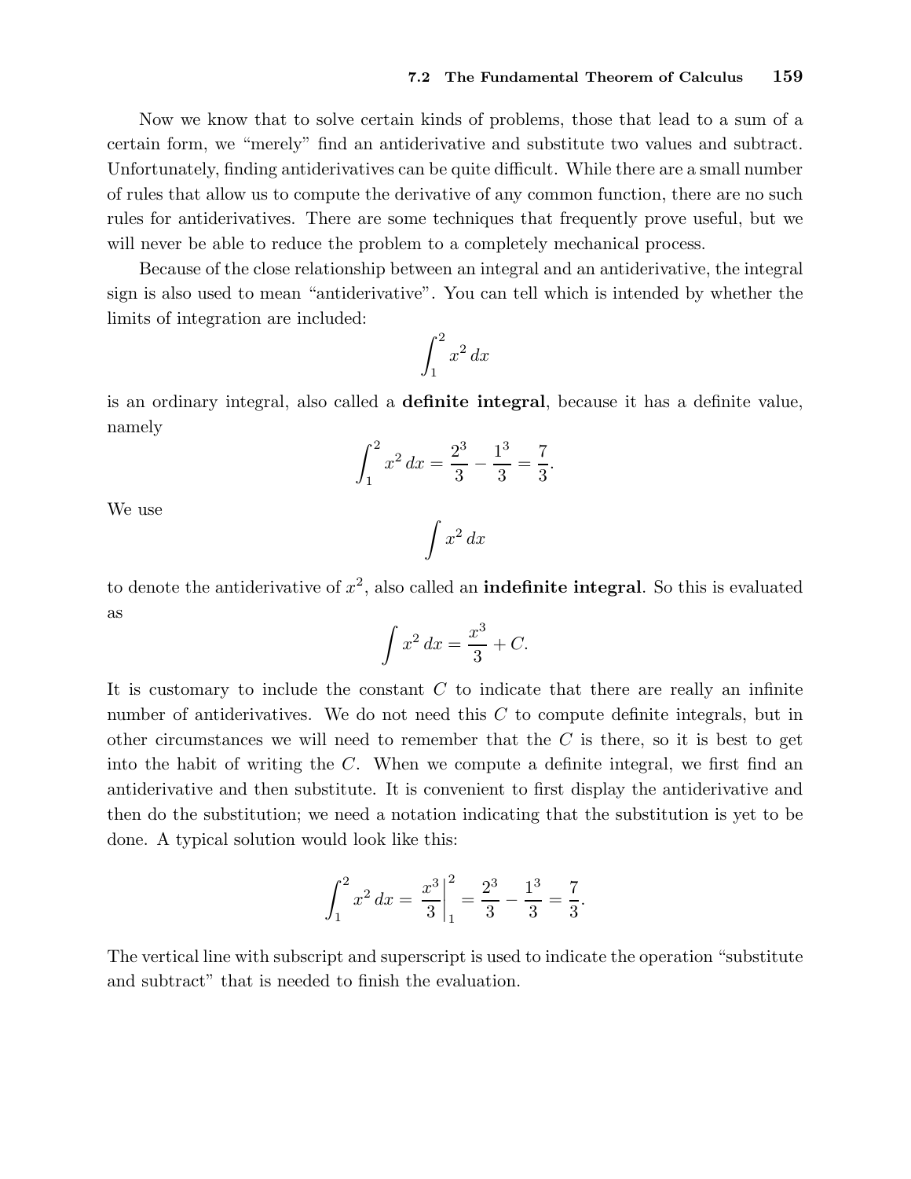Now we know that to solve certain kinds of problems, those that lead to a sum of a certain form, we "merely" find an antiderivative and substitute two values and subtract. Unfortunately, finding antiderivatives can be quite difficult. While there are a small number of rules that allow us to compute the derivative of any common function, there are no such rules for antiderivatives. There are some techniques that frequently prove useful, but we will never be able to reduce the problem to a completely mechanical process.

Because of the close relationship between an integral and an antiderivative, the integral sign is also used to mean "antiderivative". You can tell which is intended by whether the limits of integration are included:

$$\int_1^2 x^2\,dx$$

is an ordinary integral, also called a **definite integral**, because it has a definite value, namely

$$\int_1^2 x^2\,dx = \frac{2^3}{3} - \frac{1^3}{3} = \frac{7}{3}.$$

We use

$$\int x^2\,dx$$

to denote the antiderivative of $x^2$, also called an **indefinite integral**. So this is evaluated as

$$\int x^2\,dx = \frac{x^3}{3} + C.$$

It is customary to include the constant $C$ to indicate that there are really an infinite number of antiderivatives. We do not need this $C$ to compute definite integrals, but in other circumstances we will need to remember that the $C$ is there, so it is best to get into the habit of writing the $C$. When we compute a definite integral, we first find an antiderivative and then substitute. It is convenient to first display the antiderivative and then do the substitution; we need a notation indicating that the substitution is yet to be done. A typical solution would look like this:

$$\int_1^2 x^2\,dx = \left.\frac{x^3}{3}\right|_1^2 = \frac{2^3}{3} - \frac{1^3}{3} = \frac{7}{3}.$$

The vertical line with subscript and superscript is used to indicate the operation "substitute and subtract" that is needed to finish the evaluation.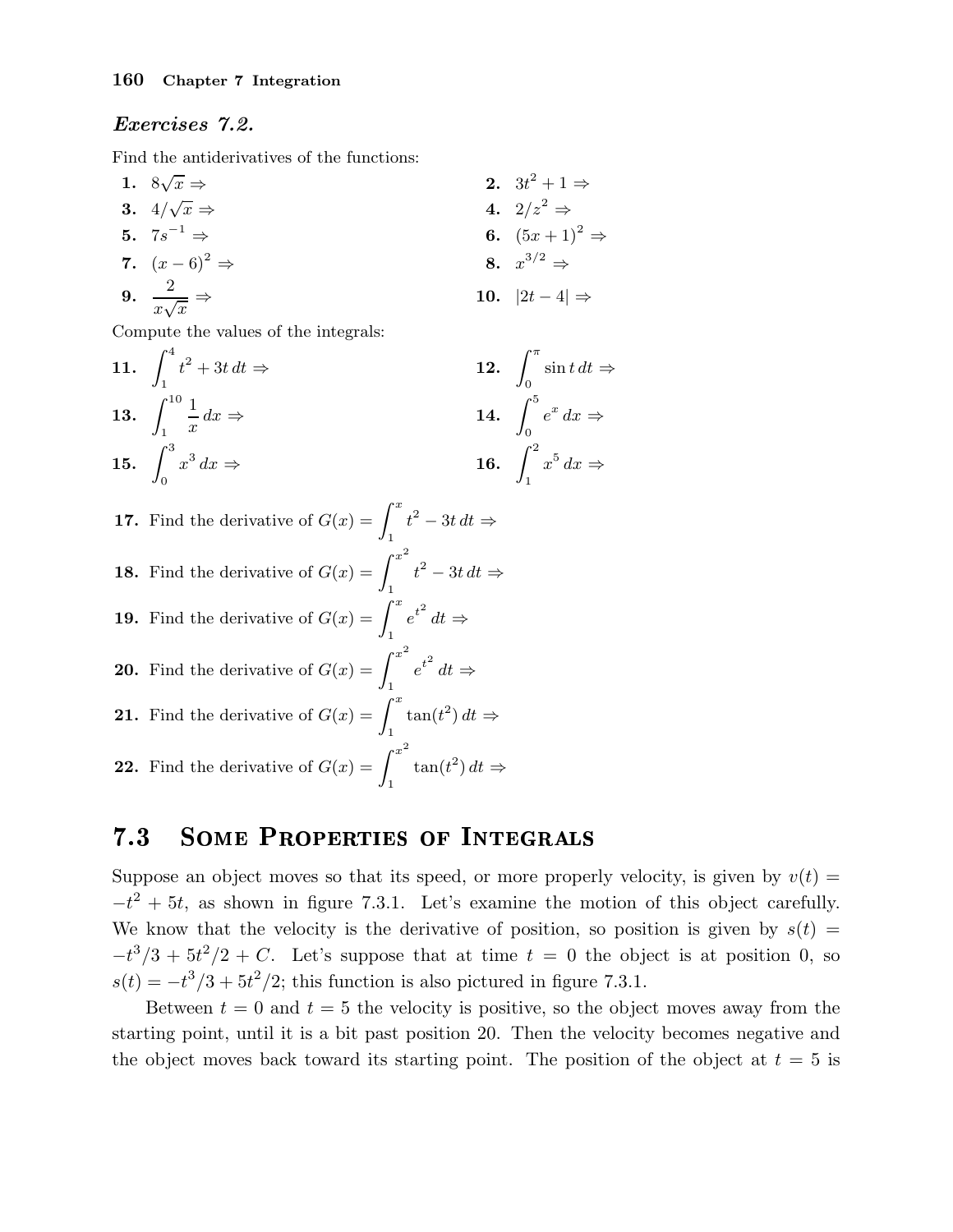### *Exercises 7.2.*

Find the antiderivatives of the functions:

**1.** $8\sqrt{x} \Rightarrow$

**2.** $3t^2 + 1 \Rightarrow$

**3.** $4/\sqrt{x} \Rightarrow$

**4.** $2/z^2 \Rightarrow$

**5.** $7s^{-1} \Rightarrow$

**6.** $(5x+1)^2 \Rightarrow$

**7.** $(x-6)^2 \Rightarrow$

**8.** $x^{3/2} \Rightarrow$

**9.** $\dfrac{2}{x\sqrt{x}} \Rightarrow$

**10.** $|2t-4| \Rightarrow$

Compute the values of the integrals:

**11.** $\displaystyle\int_1^4 t^2 + 3t\,dt \Rightarrow$

**12.** $\displaystyle\int_0^\pi \sin t\,dt \Rightarrow$

**13.** $\displaystyle\int_1^{10} \frac{1}{x}\,dx \Rightarrow$

**14.** $\displaystyle\int_0^5 e^x\,dx \Rightarrow$

**15.** $\displaystyle\int_0^3 x^3\,dx \Rightarrow$

**16.** $\displaystyle\int_1^2 x^5\,dx \Rightarrow$

**17.** Find the derivative of $G(x) = \displaystyle\int_1^x t^2 - 3t\,dt \Rightarrow$

**18.** Find the derivative of $G(x) = \displaystyle\int_1^{x^2} t^2 - 3t\,dt \Rightarrow$

**19.** Find the derivative of $G(x) = \displaystyle\int_1^x e^{t^2}\,dt \Rightarrow$

**20.** Find the derivative of $G(x) = \displaystyle\int_1^{x^2} e^{t^2}\,dt \Rightarrow$

**21.** Find the derivative of $G(x) = \displaystyle\int_1^x \tan(t^2)\,dt \Rightarrow$

**22.** Find the derivative of $G(x) = \displaystyle\int_1^{x^2} \tan(t^2)\,dt \Rightarrow$

## 7.3 Some Properties of Integrals

Suppose an object moves so that its speed, or more properly velocity, is given by $v(t) = -t^2 + 5t$, as shown in figure 7.3.1. Let's examine the motion of this object carefully. We know that the velocity is the derivative of position, so position is given by $s(t) = -t^3/3 + 5t^2/2 + C$. Let's suppose that at time $t = 0$ the object is at position 0, so $s(t) = -t^3/3 + 5t^2/2$; this function is also pictured in figure 7.3.1.

Between $t = 0$ and $t = 5$ the velocity is positive, so the object moves away from the starting point, until it is a bit past position 20. Then the velocity becomes negative and the object moves back toward its starting point. The position of the object at $t = 5$ is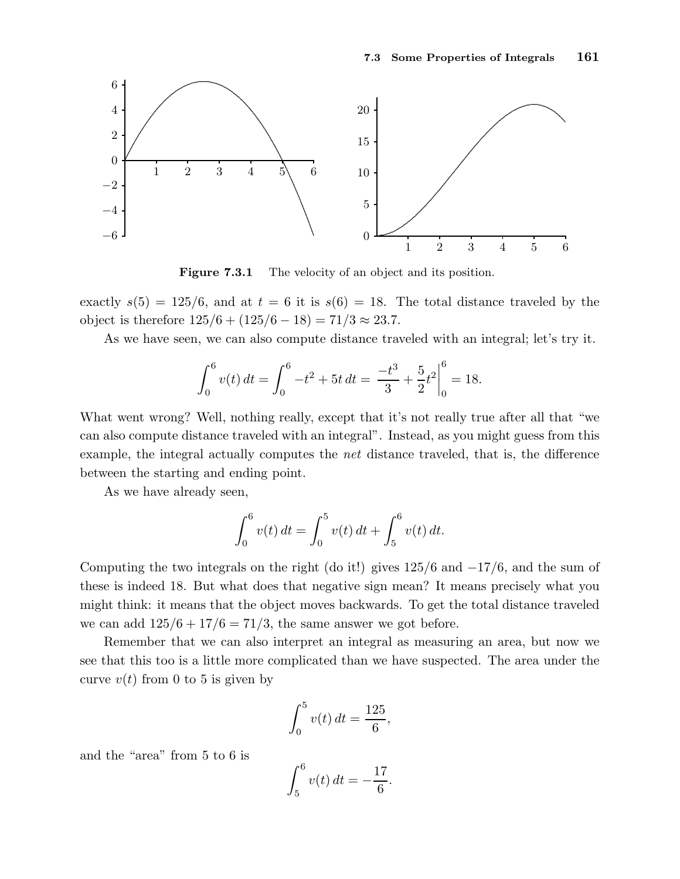**Figure 7.3.1** The velocity of an object and its position.

exactly $s(5) = 125/6$, and at $t = 6$ it is $s(6) = 18$. The total distance traveled by the object is therefore $125/6 + (125/6 - 18) = 71/3 \approx 23.7$.

As we have seen, we can also compute distance traveled with an integral; let's try it.

$$\int_0^6 v(t)\,dt = \int_0^6 -t^2 + 5t\,dt = \left.\frac{-t^3}{3} + \frac{5}{2}t^2\right|_0^6 = 18.$$

What went wrong? Well, nothing really, except that it's not really true after all that "we can also compute distance traveled with an integral". Instead, as you might guess from this example, the integral actually computes the *net* distance traveled, that is, the difference between the starting and ending point.

As we have already seen,

$$\int_0^6 v(t)\,dt = \int_0^5 v(t)\,dt + \int_5^6 v(t)\,dt.$$

Computing the two integrals on the right (do it!) gives $125/6$ and $-17/6$, and the sum of these is indeed 18. But what does that negative sign mean? It means precisely what you might think: it means that the object moves backwards. To get the total distance traveled we can add $125/6 + 17/6 = 71/3$, the same answer we got before.

Remember that we can also interpret an integral as measuring an area, but now we see that this too is a little more complicated than we have suspected. The area under the curve $v(t)$ from 0 to 5 is given by

$$\int_0^5 v(t)\,dt = \frac{125}{6},$$

and the "area" from 5 to 6 is

$$\int_5^6 v(t)\,dt = -\frac{17}{6}.$$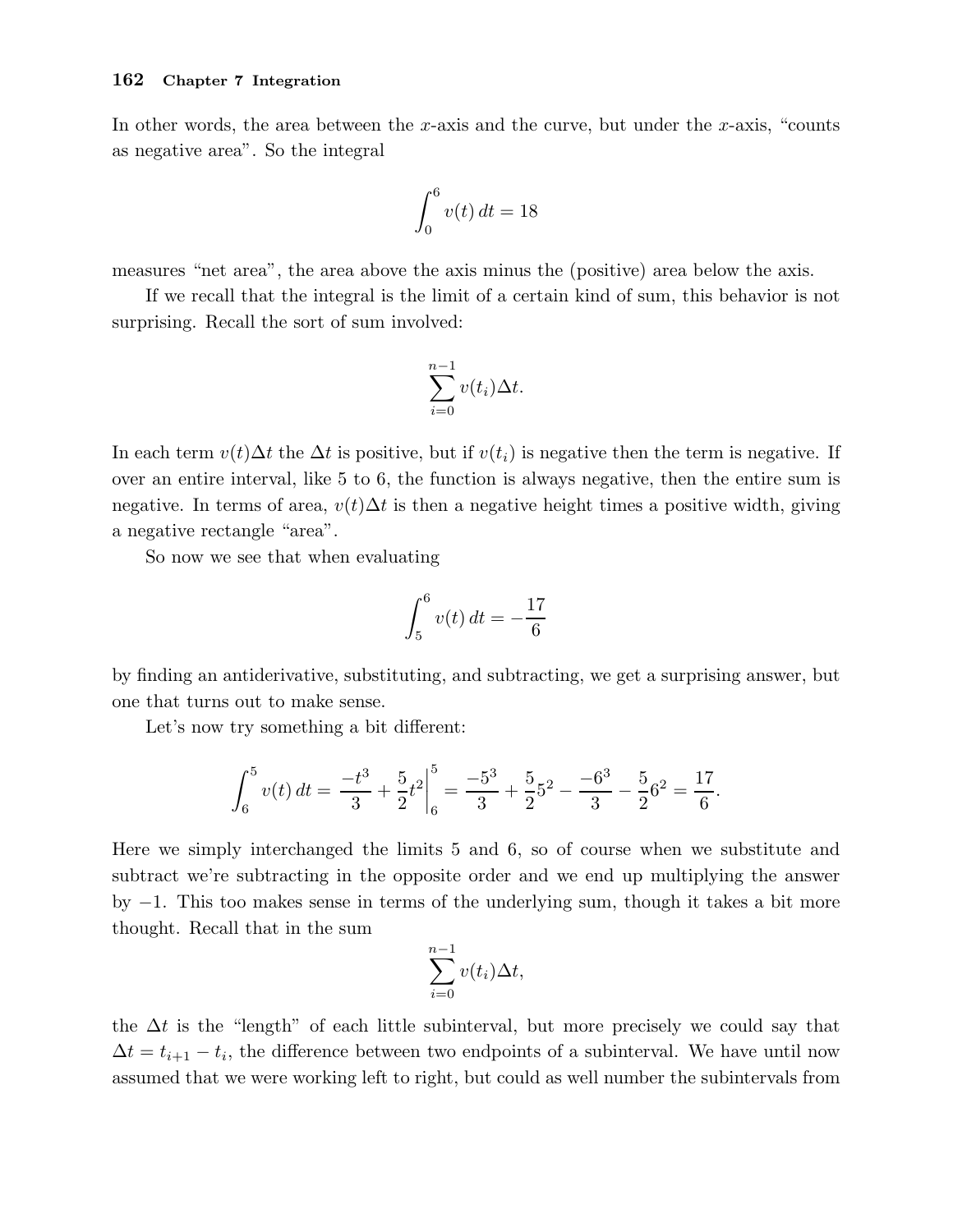In other words, the area between the $x$-axis and the curve, but under the $x$-axis, "counts as negative area". So the integral

$$\int_0^6 v(t)\,dt = 18$$

measures "net area", the area above the axis minus the (positive) area below the axis.

If we recall that the integral is the limit of a certain kind of sum, this behavior is not surprising. Recall the sort of sum involved:

$$\sum_{i=0}^{n-1} v(t_i)\Delta t.$$

In each term $v(t)\Delta t$ the $\Delta t$ is positive, but if $v(t_i)$ is negative then the term is negative. If over an entire interval, like 5 to 6, the function is always negative, then the entire sum is negative. In terms of area, $v(t)\Delta t$ is then a negative height times a positive width, giving a negative rectangle "area".

So now we see that when evaluating

$$\int_5^6 v(t)\,dt = -\frac{17}{6}$$

by finding an antiderivative, substituting, and subtracting, we get a surprising answer, but one that turns out to make sense.

Let's now try something a bit different:

$$\int_6^5 v(t)\,dt = \left.\frac{-t^3}{3} + \frac{5}{2}t^2\right|_6^5 = \frac{-5^3}{3} + \frac{5}{2}5^2 - \frac{-6^3}{3} - \frac{5}{2}6^2 = \frac{17}{6}.$$

Here we simply interchanged the limits 5 and 6, so of course when we substitute and subtract we're subtracting in the opposite order and we end up multiplying the answer by $-1$. This too makes sense in terms of the underlying sum, though it takes a bit more thought. Recall that in the sum

$$\sum_{i=0}^{n-1} v(t_i)\Delta t,$$

the $\Delta t$ is the "length" of each little subinterval, but more precisely we could say that $\Delta t = t_{i+1} - t_i$, the difference between two endpoints of a subinterval. We have until now assumed that we were working left to right, but could as well number the subintervals from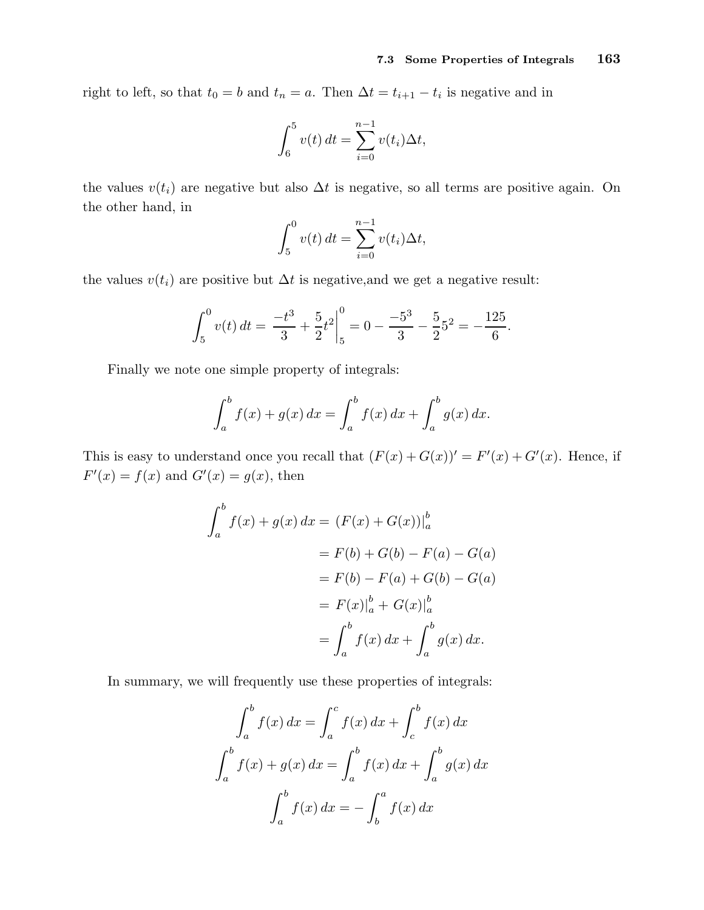right to left, so that $t_0 = b$ and $t_n = a$. Then $\Delta t = t_{i+1} - t_i$ is negative and in

$$\int_6^5 v(t)\,dt = \sum_{i=0}^{n-1} v(t_i)\Delta t,$$

the values $v(t_i)$ are negative but also $\Delta t$ is negative, so all terms are positive again. On the other hand, in

$$\int_5^0 v(t)\,dt = \sum_{i=0}^{n-1} v(t_i)\Delta t,$$

the values $v(t_i)$ are positive but $\Delta t$ is negative,and we get a negative result:

$$\int_5^0 v(t)\,dt = \left.\frac{-t^3}{3} + \frac{5}{2}t^2\right|_5^0 = 0 - \frac{-5^3}{3} - \frac{5}{2}5^2 = -\frac{125}{6}.$$

Finally we note one simple property of integrals:

$$\int_a^b f(x) + g(x)\,dx = \int_a^b f(x)\,dx + \int_a^b g(x)\,dx.$$

This is easy to understand once you recall that $(F(x)+G(x))' = F'(x)+G'(x)$. Hence, if $F'(x) = f(x)$ and $G'(x) = g(x)$, then

$$\begin{aligned}
\int_a^b f(x) + g(x)\,dx &= \left.(F(x)+G(x))\right|_a^b \\
&= F(b) + G(b) - F(a) - G(a) \\
&= F(b) - F(a) + G(b) - G(a) \\
&= \left.F(x)\right|_a^b + \left.G(x)\right|_a^b \\
&= \int_a^b f(x)\,dx + \int_a^b g(x)\,dx.
\end{aligned}$$

In summary, we will frequently use these properties of integrals:

$$\int_a^b f(x)\,dx = \int_a^c f(x)\,dx + \int_c^b f(x)\,dx$$

$$\int_a^b f(x) + g(x)\,dx = \int_a^b f(x)\,dx + \int_a^b g(x)\,dx$$

$$\int_a^b f(x)\,dx = -\int_b^a f(x)\,dx$$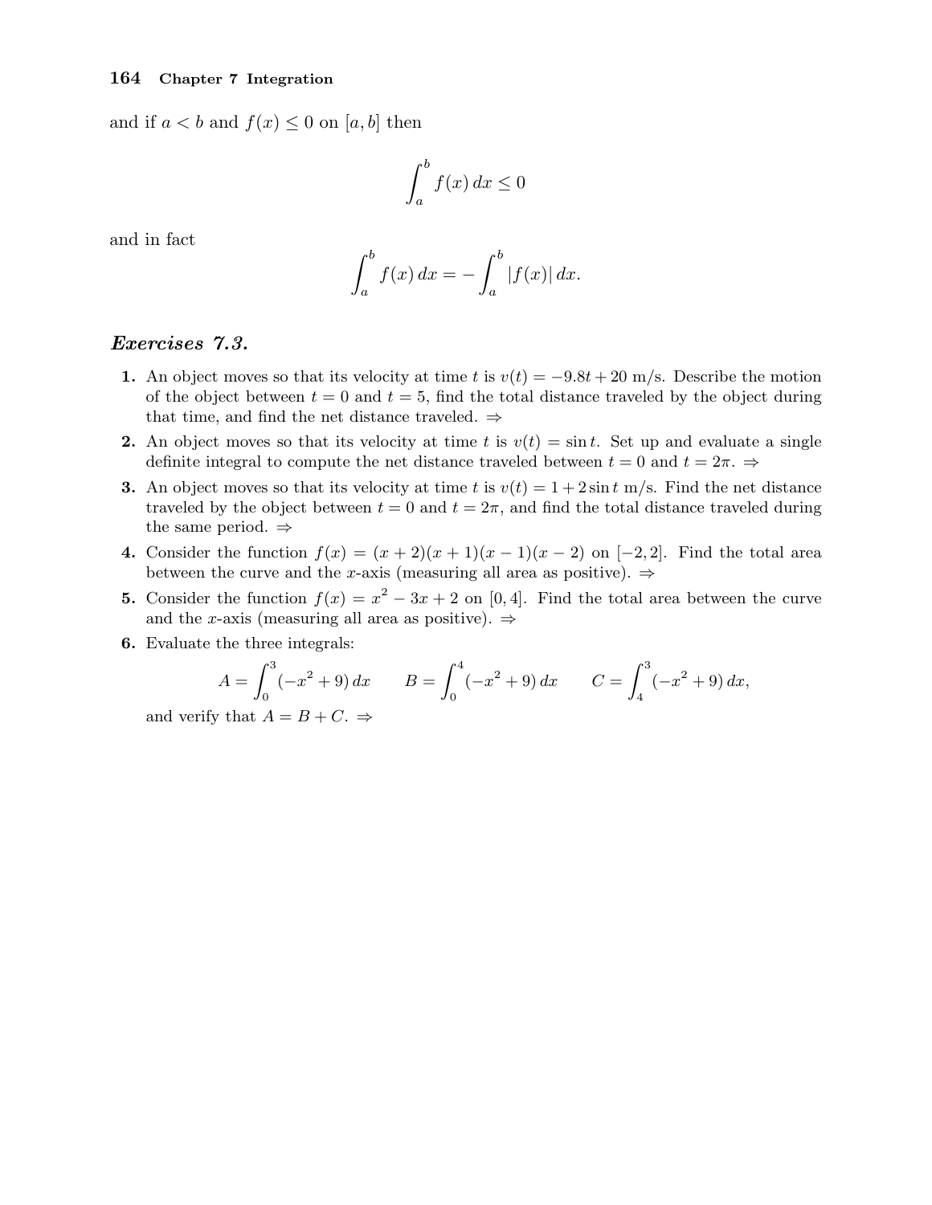and if $a < b$ and $f(x) \le 0$ on $[a, b]$ then

$$\int_a^b f(x)\,dx \le 0$$

and in fact

$$\int_a^b f(x)\,dx = -\int_a^b |f(x)|\,dx.$$

### *Exercises 7.3.*

1. An object moves so that its velocity at time $t$ is $v(t) = -9.8t + 20$ m/s. Describe the motion of the object between $t = 0$ and $t = 5$, find the total distance traveled by the object during that time, and find the net distance traveled. ⇒
2. An object moves so that its velocity at time $t$ is $v(t) = \sin t$. Set up and evaluate a single definite integral to compute the net distance traveled between $t = 0$ and $t = 2\pi$. ⇒
3. An object moves so that its velocity at time $t$ is $v(t) = 1 + 2\sin t$ m/s. Find the net distance traveled by the object between $t = 0$ and $t = 2\pi$, and find the total distance traveled during the same period. ⇒
4. Consider the function $f(x) = (x + 2)(x + 1)(x - 1)(x - 2)$ on $[-2, 2]$. Find the total area between the curve and the $x$-axis (measuring all area as positive). ⇒
5. Consider the function $f(x) = x^2 - 3x + 2$ on $[0, 4]$. Find the total area between the curve and the $x$-axis (measuring all area as positive). ⇒
6. Evaluate the three integrals:

$$A = \int_0^3 (-x^2 + 9)\,dx \qquad B = \int_0^4 (-x^2 + 9)\,dx \qquad C = \int_4^3 (-x^2 + 9)\,dx,$$

and verify that $A = B + C$. ⇒